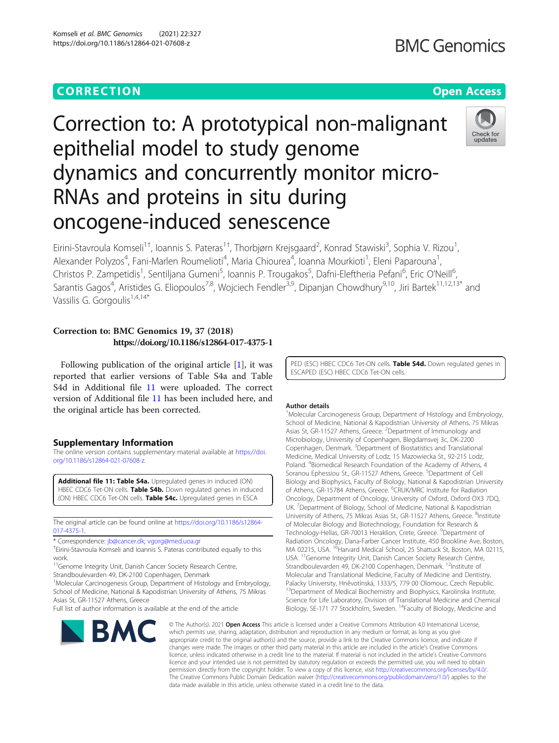CORRECTION — Open Access

# Correction to: A prototypical non-malignant epithelial model to study genome dynamics and concurrently monitor micro-RNAs and proteins in situ during oncogene-induced senescence

Eirini-Stavroula Komseli[1†], Ioannis S. Pateras[1†], Thorbjørn Krejsgaard[2], Konrad Stawiski[3], Sophia V. Rizou[1], Alexander Polyzos[4], Fani-Marlen Roumelioti[4], Maria Chiourea[4], Ioanna Mourkioti[1], Eleni Paparouna[1], Christos P. Zampetidis[1], Sentiljana Gumeni[5], Ioannis P. Trougakos[5], Dafni-Eleftheria Pefani[6], Eric O'Neill[6], Sarantis Gagos[4], Aristides G. Eliopoulos[7,8], Wojciech Fendler[3,9], Dipanjan Chowdhury[9,10], Jiri Bartek[11,12,13*] and Vassilis G. Gorgoulis[1,4,14*]

**Correction to: BMC Genomics 19, 37 (2018)**
**https://doi.org/10.1186/s12864-017-4375-1**

Following publication of the original article [1], it was reported that earlier versions of Table S4a and Table S4d in Additional file 11 were uploaded. The correct version of Additional file 11 has been included here, and the original article has been corrected.

## Supplementary Information

The online version contains supplementary material available at https://doi.org/10.1186/s12864-021-07608-z.

**Additional file 11: Table S4a.** Upregulated genes in induced (ON) HBEC CDC6 Tet-ON cells. **Table S4b.** Down regulated genes in induced (ON) HBEC CDC6 Tet-ON cells. **Table S4c.** Upregulated genes in ESCAPED (ESC) HBEC CDC6 Tet-ON cells. **Table S4d.** Down regulated genes in ESCAPED (ESC) HBEC CDC6 Tet-ON cells.

The original article can be found online at https://doi.org/10.1186/s12864-017-4375-1.

\* Correspondence: jb@cancer.dk; vgorg@med.uoa.gr
†Eirini-Stavroula Komseli and Ioannis S. Pateras contributed equally to this work.
[11]Genome Integrity Unit, Danish Cancer Society Research Centre, Strandboulevarden 49, DK-2100 Copenhagen, Denmark
[1]Molecular Carcinogenesis Group, Department of Histology and Embryology, School of Medicine, National & Kapodistrian University of Athens, 75 Mikras Asias St, GR-11527 Athens, Greece
Full list of author information is available at the end of the article

## Author details

[1]Molecular Carcinogenesis Group, Department of Histology and Embryology, School of Medicine, National & Kapodistrian University of Athens, 75 Mikras Asias St, GR-11527 Athens, Greece. [2]Department of Immunology and Microbiology, University of Copenhagen, Blegdamsvej 3c, DK-2200 Copenhagen, Denmark. [3]Department of Biostatistics and Translational Medicine, Medical University of Lodz, 15 Mazowiecka St., 92-215 Lodz, Poland. [4]Biomedical Research Foundation of the Academy of Athens, 4 Soranou Ephessiou St., GR-11527 Athens, Greece. [5]Department of Cell Biology and Biophysics, Faculty of Biology, National & Kapodistrian University of Athens, GR-15784 Athens, Greece. [6]CRUK/MRC Institute for Radiation Oncology, Department of Oncology, University of Oxford, Oxford OX3 7DQ, UK. [7]Department of Biology, School of Medicine, National & Kapodistrian University of Athens, 75 Mikras Asias St., GR-11527 Athens, Greece. [8]Institute of Molecular Biology and Biotechnology, Foundation for Research & Technology-Hellas, GR-70013 Heraklion, Crete, Greece. [9]Department of Radiation Oncology, Dana-Farber Cancer Institute, 450 Brookline Ave, Boston, MA 02215, USA. [10]Harvard Medical School, 25 Shattuck St, Boston, MA 02115, USA. [11]Genome Integrity Unit, Danish Cancer Society Research Centre, Strandboulevarden 49, DK-2100 Copenhagen, Denmark. [12]Institute of Molecular and Translational Medicine, Faculty of Medicine and Dentistry, Palacky University, Hněvotínská, 1333/5, 779 00 Olomouc, Czech Republic. [13]Department of Medical Biochemistry and Biophysics, Karolinska Institute, Science for Life Laboratory, Division of Translational Medicine and Chemical Biology, SE-171 77 Stockholm, Sweden. [14]Faculty of Biology, Medicine and

© The Author(s). 2021 **Open Access** This article is licensed under a Creative Commons Attribution 4.0 International License, which permits use, sharing, adaptation, distribution and reproduction in any medium or format, as long as you give appropriate credit to the original author(s) and the source, provide a link to the Creative Commons licence, and indicate if changes were made. The images or other third party material in this article are included in the article's Creative Commons licence, unless indicated otherwise in a credit line to the material. If material is not included in the article's Creative Commons licence and your intended use is not permitted by statutory regulation or exceeds the permitted use, you will need to obtain permission directly from the copyright holder. To view a copy of this licence, visit http://creativecommons.org/licenses/by/4.0/. The Creative Commons Public Domain Dedication waiver (http://creativecommons.org/publicdomain/zero/1.0/) applies to the data made available in this article, unless otherwise stated in a credit line to the data.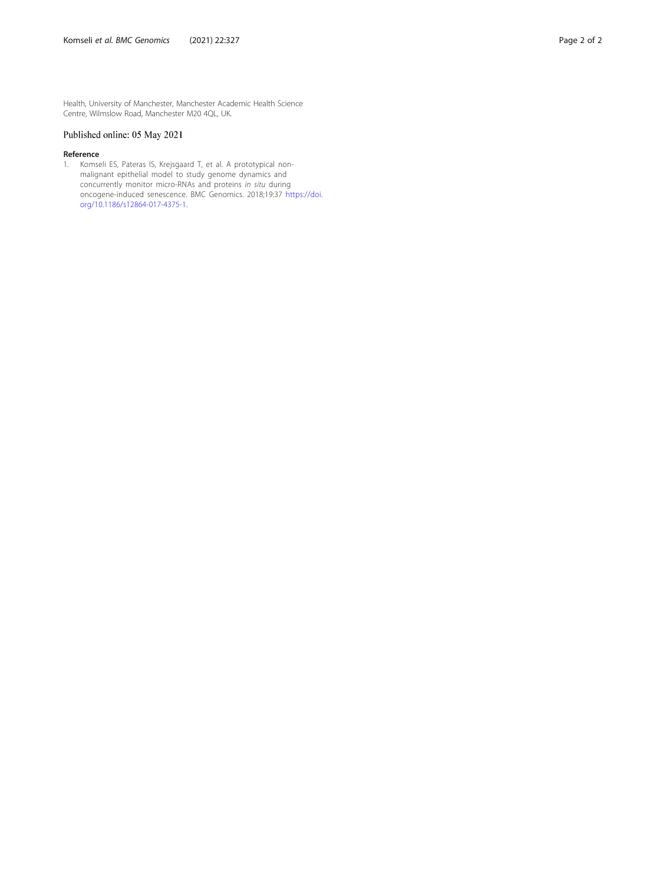Health, University of Manchester, Manchester Academic Health Science Centre, Wilmslow Road, Manchester M20 4QL, UK.

Published online: 05 May 2021

### Reference

1. Komseli ES, Pateras IS, Krejsgaard T, et al. A prototypical non-malignant epithelial model to study genome dynamics and concurrently monitor micro-RNAs and proteins *in situ* during oncogene-induced senescence. BMC Genomics. 2018;19:37 https://doi.org/10.1186/s12864-017-4375-1.